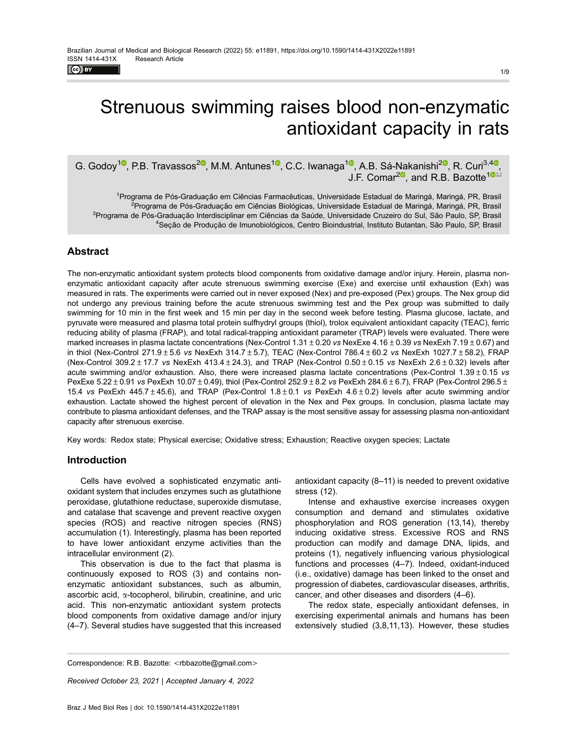# Strenuous swimming raises blood non-enzymatic antioxidant capacity in rats

G. Godoy[1], P.B. Travassos[2], M.M. Antunes[1], C.C. Iwanaga[1], A.B. Sá-Nakanishi[2], R. Curi[3,4], J.F. Comar[2], and R.B. Bazotte[1]

[1]Programa de Pós-Graduação em Ciências Farmacêuticas, Universidade Estadual de Maringá, Maringá, PR, Brasil
[2]Programa de Pós-Graduação em Ciências Biológicas, Universidade Estadual de Maringá, Maringá, PR, Brasil
[3]Programa de Pós-Graduação Interdisciplinar em Ciências da Saúde, Universidade Cruzeiro do Sul, São Paulo, SP, Brasil
[4]Seção de Produção de Imunobiológicos, Centro Bioindustrial, Instituto Butantan, São Paulo, SP, Brasil

## Abstract

The non-enzymatic antioxidant system protects blood components from oxidative damage and/or injury. Herein, plasma non-enzymatic antioxidant capacity after acute strenuous swimming exercise (Exe) and exercise until exhaustion (Exh) was measured in rats. The experiments were carried out in never exposed (Nex) and pre-exposed (Pex) groups. The Nex group did not undergo any previous training before the acute strenuous swimming test and the Pex group was submitted to daily swimming for 10 min in the first week and 15 min per day in the second week before testing. Plasma glucose, lactate, and pyruvate were measured and plasma total protein sulfhydryl groups (thiol), trolox equivalent antioxidant capacity (TEAC), ferric reducing ability of plasma (FRAP), and total radical-trapping antioxidant parameter (TRAP) levels were evaluated. There were marked increases in plasma lactate concentrations (Nex-Control 1.31 ± 0.20 *vs* NexExe 4.16 ± 0.39 *vs* NexExh 7.19 ± 0.67) and in thiol (Nex-Control 271.9 ± 5.6 *vs* NexExh 314.7 ± 5.7), TEAC (Nex-Control 786.4 ± 60.2 *vs* NexExh 1027.7 ± 58.2), FRAP (Nex-Control 309.2 ± 17.7 *vs* NexExh 413.4 ± 24.3), and TRAP (Nex-Control 0.50 ± 0.15 *vs* NexExh 2.6 ± 0.32) levels after acute swimming and/or exhaustion. Also, there were increased plasma lactate concentrations (Pex-Control 1.39 ± 0.15 *vs* PexExe 5.22 ± 0.91 *vs* PexExh 10.07 ± 0.49), thiol (Pex-Control 252.9 ± 8.2 *vs* PexExh 284.6 ± 6.7), FRAP (Pex-Control 296.5 ± 15.4 *vs* PexExh 445.7 ± 45.6), and TRAP (Pex-Control 1.8 ± 0.1 *vs* PexExh 4.6 ± 0.2) levels after acute swimming and/or exhaustion. Lactate showed the highest percent of elevation in the Nex and Pex groups. In conclusion, plasma lactate may contribute to plasma antioxidant defenses, and the TRAP assay is the most sensitive assay for assessing plasma non-antioxidant capacity after strenuous exercise.

Key words: Redox state; Physical exercise; Oxidative stress; Exhaustion; Reactive oxygen species; Lactate

## Introduction

Cells have evolved a sophisticated enzymatic antioxidant system that includes enzymes such as glutathione peroxidase, glutathione reductase, superoxide dismutase, and catalase that scavenge and prevent reactive oxygen species (ROS) and reactive nitrogen species (RNS) accumulation (1). Interestingly, plasma has been reported to have lower antioxidant enzyme activities than the intracellular environment (2).

This observation is due to the fact that plasma is continuously exposed to ROS (3) and contains non-enzymatic antioxidant substances, such as albumin, ascorbic acid, α-tocopherol, bilirubin, creatinine, and uric acid. This non-enzymatic antioxidant system protects blood components from oxidative damage and/or injury (4–7). Several studies have suggested that this increased antioxidant capacity (8–11) is needed to prevent oxidative stress (12).

Intense and exhaustive exercise increases oxygen consumption and demand and stimulates oxidative phosphorylation and ROS generation (13,14), thereby inducing oxidative stress. Excessive ROS and RNS production can modify and damage DNA, lipids, and proteins (1), negatively influencing various physiological functions and processes (4–7). Indeed, oxidant-induced (i.e., oxidative) damage has been linked to the onset and progression of diabetes, cardiovascular diseases, arthritis, cancer, and other diseases and disorders (4–6).

The redox state, especially antioxidant defenses, in exercising experimental animals and humans has been extensively studied (3,8,11,13). However, these studies

Correspondence: R.B. Bazotte: <rbbazotte@gmail.com>

*Received October 23, 2021 | Accepted January 4, 2022*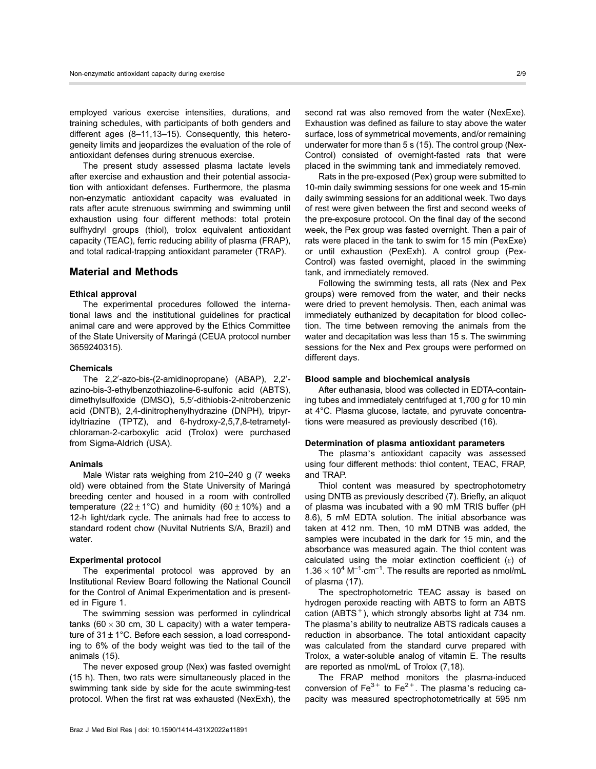employed various exercise intensities, durations, and training schedules, with participants of both genders and different ages (8–11,13–15). Consequently, this heterogeneity limits and jeopardizes the evaluation of the role of antioxidant defenses during strenuous exercise.

The present study assessed plasma lactate levels after exercise and exhaustion and their potential association with antioxidant defenses. Furthermore, the plasma non-enzymatic antioxidant capacity was evaluated in rats after acute strenuous swimming and swimming until exhaustion using four different methods: total protein sulfhydryl groups (thiol), trolox equivalent antioxidant capacity (TEAC), ferric reducing ability of plasma (FRAP), and total radical-trapping antioxidant parameter (TRAP).

## Material and Methods

### Ethical approval

The experimental procedures followed the international laws and the institutional guidelines for practical animal care and were approved by the Ethics Committee of the State University of Maringá (CEUA protocol number 3659240315).

### Chemicals

The 2,2′-azo-bis-(2-amidinopropane) (ABAP), 2,2′-azino-bis-3-ethylbenzothiazoline-6-sulfonic acid (ABTS), dimethylsulfoxide (DMSO), 5,5′-dithiobis-2-nitrobenzenic acid (DNTB), 2,4-dinitrophenylhydrazine (DNPH), tripyridyltriazine (TPTZ), and 6-hydroxy-2,5,7,8-tetrametylchloraman-2-carboxylic acid (Trolox) were purchased from Sigma-Aldrich (USA).

### Animals

Male Wistar rats weighing from 210–240 g (7 weeks old) were obtained from the State University of Maringá breeding center and housed in a room with controlled temperature ($22\pm1$°C) and humidity ($60\pm10$%) and a 12-h light/dark cycle. The animals had free to access to standard rodent chow (Nuvital Nutrients S/A, Brazil) and water.

### Experimental protocol

The experimental protocol was approved by an Institutional Review Board following the National Council for the Control of Animal Experimentation and is presented in Figure 1.

The swimming session was performed in cylindrical tanks ($60\times30$ cm, 30 L capacity) with a water temperature of $31\pm1$°C. Before each session, a load corresponding to 6% of the body weight was tied to the tail of the animals (15).

The never exposed group (Nex) was fasted overnight (15 h). Then, two rats were simultaneously placed in the swimming tank side by side for the acute swimming-test protocol. When the first rat was exhausted (NexExh), the second rat was also removed from the water (NexExe). Exhaustion was defined as failure to stay above the water surface, loss of symmetrical movements, and/or remaining underwater for more than 5 s (15). The control group (Nex-Control) consisted of overnight-fasted rats that were placed in the swimming tank and immediately removed.

Rats in the pre-exposed (Pex) group were submitted to 10-min daily swimming sessions for one week and 15-min daily swimming sessions for an additional week. Two days of rest were given between the first and second weeks of the pre-exposure protocol. On the final day of the second week, the Pex group was fasted overnight. Then a pair of rats were placed in the tank to swim for 15 min (PexExe) or until exhaustion (PexExh). A control group (Pex-Control) was fasted overnight, placed in the swimming tank, and immediately removed.

Following the swimming tests, all rats (Nex and Pex groups) were removed from the water, and their necks were dried to prevent hemolysis. Then, each animal was immediately euthanized by decapitation for blood collection. The time between removing the animals from the water and decapitation was less than 15 s. The swimming sessions for the Nex and Pex groups were performed on different days.

### Blood sample and biochemical analysis

After euthanasia, blood was collected in EDTA-containing tubes and immediately centrifuged at 1,700 *g* for 10 min at 4°C. Plasma glucose, lactate, and pyruvate concentrations were measured as previously described (16).

### Determination of plasma antioxidant parameters

The plasma's antioxidant capacity was assessed using four different methods: thiol content, TEAC, FRAP, and TRAP.

Thiol content was measured by spectrophotometry using DNTB as previously described (7). Briefly, an aliquot of plasma was incubated with a 90 mM TRIS buffer (pH 8.6), 5 mM EDTA solution. The initial absorbance was taken at 412 nm. Then, 10 mM DTNB was added, the samples were incubated in the dark for 15 min, and the absorbance was measured again. The thiol content was calculated using the molar extinction coefficient ($\varepsilon$) of $1.36\times10^4$ $M^{-1}\cdot cm^{-1}$. The results are reported as nmol/mL of plasma (17).

The spectrophotometric TEAC assay is based on hydrogen peroxide reacting with ABTS to form an ABTS cation ($ABTS^{+}$), which strongly absorbs light at 734 nm. The plasma's ability to neutralize ABTS radicals causes a reduction in absorbance. The total antioxidant capacity was calculated from the standard curve prepared with Trolox, a water-soluble analog of vitamin E. The results are reported as nmol/mL of Trolox (7,18).

The FRAP method monitors the plasma-induced conversion of $Fe^{3+}$ to $Fe^{2+}$. The plasma's reducing capacity was measured spectrophotometrically at 595 nm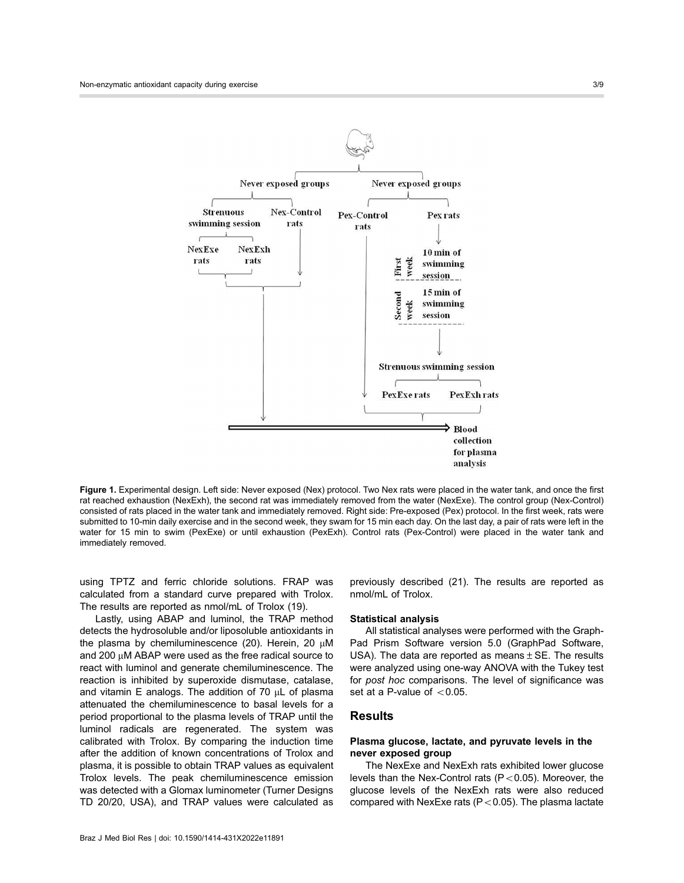**Figure 1.** Experimental design. Left side: Never exposed (Nex) protocol. Two Nex rats were placed in the water tank, and once the first rat reached exhaustion (NexExh), the second rat was immediately removed from the water (NexExe). The control group (Nex-Control) consisted of rats placed in the water tank and immediately removed. Right side: Pre-exposed (Pex) protocol. In the first week, rats were submitted to 10-min daily exercise and in the second week, they swam for 15 min each day. On the last day, a pair of rats were left in the water for 15 min to swim (PexExe) or until exhaustion (PexExh). Control rats (Pex-Control) were placed in the water tank and immediately removed.

using TPTZ and ferric chloride solutions. FRAP was calculated from a standard curve prepared with Trolox. The results are reported as nmol/mL of Trolox (19).

Lastly, using ABAP and luminol, the TRAP method detects the hydrosoluble and/or liposoluble antioxidants in the plasma by chemiluminescence (20). Herein, 20 μM and 200 μM ABAP were used as the free radical source to react with luminol and generate chemiluminescence. The reaction is inhibited by superoxide dismutase, catalase, and vitamin E analogs. The addition of 70 μL of plasma attenuated the chemiluminescence to basal levels for a period proportional to the plasma levels of TRAP until the luminol radicals are regenerated. The system was calibrated with Trolox. By comparing the induction time after the addition of known concentrations of Trolox and plasma, it is possible to obtain TRAP values as equivalent Trolox levels. The peak chemiluminescence emission was detected with a Glomax luminometer (Turner Designs TD 20/20, USA), and TRAP values were calculated as previously described (21). The results are reported as nmol/mL of Trolox.

### Statistical analysis

All statistical analyses were performed with the GraphPad Prism Software version 5.0 (GraphPad Software, USA). The data are reported as means ± SE. The results were analyzed using one-way ANOVA with the Tukey test for *post hoc* comparisons. The level of significance was set at a P-value of $<0.05$.

## Results

### Plasma glucose, lactate, and pyruvate levels in the never exposed group

The NexExe and NexExh rats exhibited lower glucose levels than the Nex-Control rats ($P<0.05$). Moreover, the glucose levels of the NexExh rats were also reduced compared with NexExe rats ($P<0.05$). The plasma lactate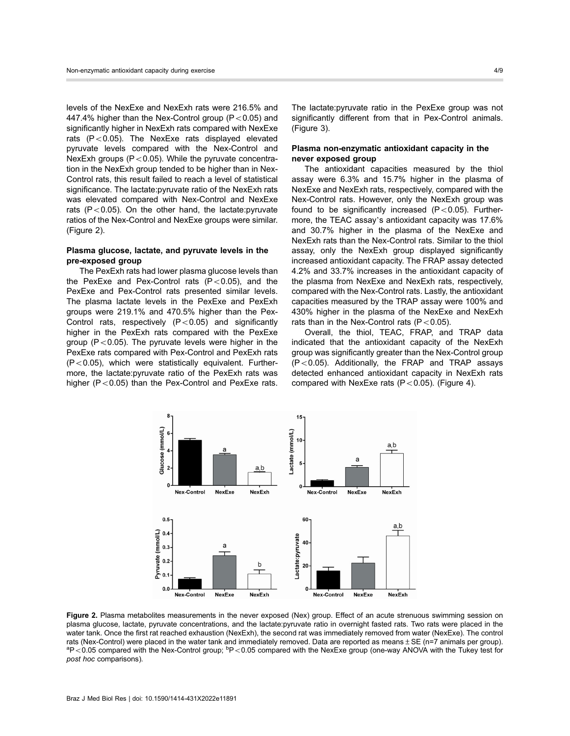levels of the NexExe and NexExh rats were 216.5% and 447.4% higher than the Nex-Control group ($P<0.05$) and significantly higher in NexExh rats compared with NexExe rats ($P<0.05$). The NexExe rats displayed elevated pyruvate levels compared with the Nex-Control and NexExh groups ($P<0.05$). While the pyruvate concentration in the NexExh group tended to be higher than in Nex-Control rats, this result failed to reach a level of statistical significance. The lactate:pyruvate ratio of the NexExh rats was elevated compared with Nex-Control and NexExe rats ($P<0.05$). On the other hand, the lactate:pyruvate ratios of the Nex-Control and NexExe groups were similar. (Figure 2).

### Plasma glucose, lactate, and pyruvate levels in the pre-exposed group

The PexExh rats had lower plasma glucose levels than the PexExe and Pex-Control rats ($P<0.05$), and the PexExe and Pex-Control rats presented similar levels. The plasma lactate levels in the PexExe and PexExh groups were 219.1% and 470.5% higher than the Pex-Control rats, respectively ($P<0.05$) and significantly higher in the PexExh rats compared with the PexExe group ($P<0.05$). The pyruvate levels were higher in the PexExe rats compared with Pex-Control and PexExh rats ($P<0.05$), which were statistically equivalent. Furthermore, the lactate:pyruvate ratio of the PexExh rats was higher ($P<0.05$) than the Pex-Control and PexExe rats. The lactate:pyruvate ratio in the PexExe group was not significantly different from that in Pex-Control animals. (Figure 3).

### Plasma non-enzymatic antioxidant capacity in the never exposed group

The antioxidant capacities measured by the thiol assay were 6.3% and 15.7% higher in the plasma of NexExe and NexExh rats, respectively, compared with the Nex-Control rats. However, only the NexExh group was found to be significantly increased ($P<0.05$). Furthermore, the TEAC assay's antioxidant capacity was 17.6% and 30.7% higher in the plasma of the NexExe and NexExh rats than the Nex-Control rats. Similar to the thiol assay, only the NexExh group displayed significantly increased antioxidant capacity. The FRAP assay detected 4.2% and 33.7% increases in the antioxidant capacity of the plasma from NexExe and NexExh rats, respectively, compared with the Nex-Control rats. Lastly, the antioxidant capacities measured by the TRAP assay were 100% and 430% higher in the plasma of the NexExe and NexExh rats than in the Nex-Control rats ($P<0.05$).

Overall, the thiol, TEAC, FRAP, and TRAP data indicated that the antioxidant capacity of the NexExh group was significantly greater than the Nex-Control group ($P<0.05$). Additionally, the FRAP and TRAP assays detected enhanced antioxidant capacity in NexExh rats compared with NexExe rats ($P<0.05$). (Figure 4).

**Figure 2.** Plasma metabolites measurements in the never exposed (Nex) group. Effect of an acute strenuous swimming session on plasma glucose, lactate, pyruvate concentrations, and the lactate:pyruvate ratio in overnight fasted rats. Two rats were placed in the water tank. Once the first rat reached exhaustion (NexExh), the second rat was immediately removed from water (NexExe). The control rats (Nex-Control) were placed in the water tank and immediately removed. Data are reported as means ± SE (n=7 animals per group). [a]$P<0.05$ compared with the Nex-Control group; [b]$P<0.05$ compared with the NexExe group (one-way ANOVA with the Tukey test for *post hoc* comparisons).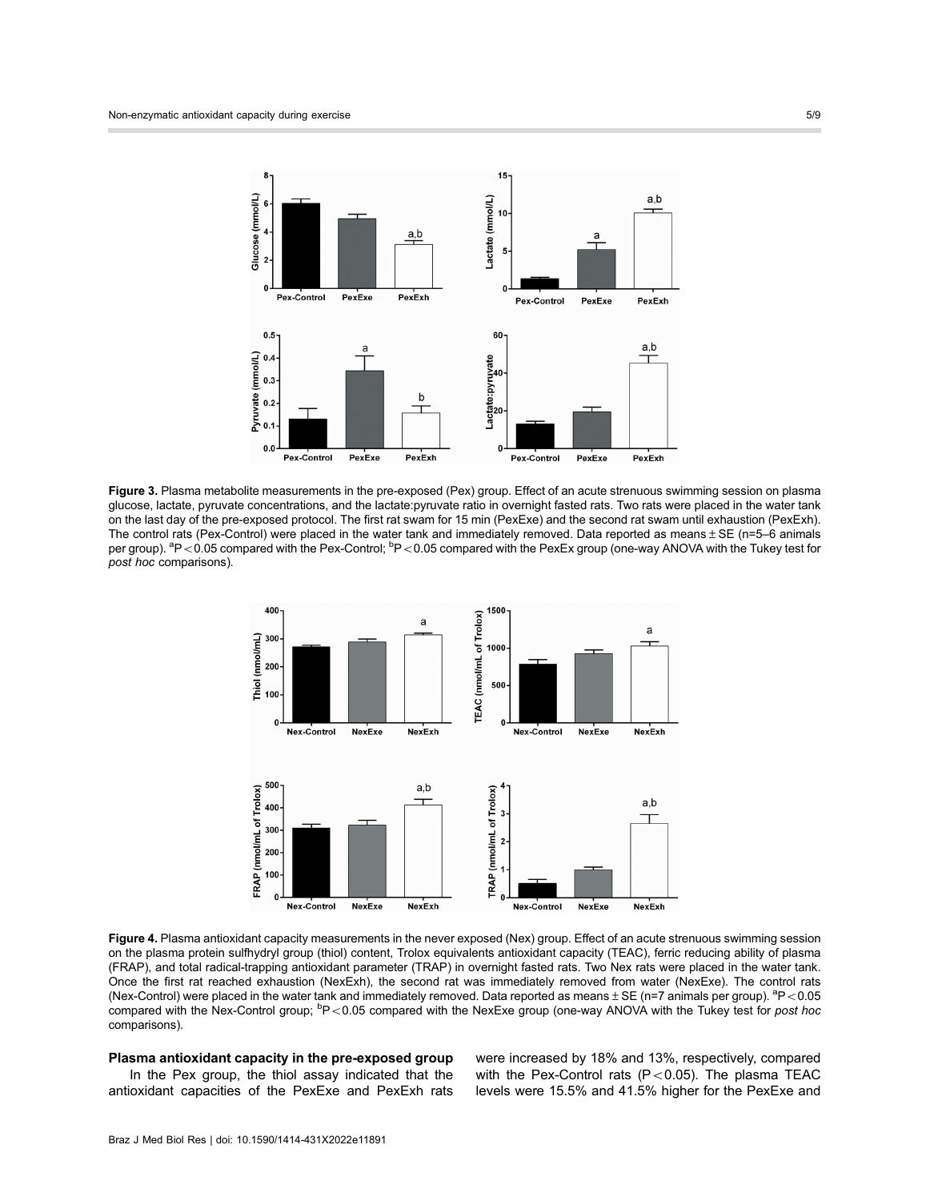**Figure 3.** Plasma metabolite measurements in the pre-exposed (Pex) group. Effect of an acute strenuous swimming session on plasma glucose, lactate, pyruvate concentrations, and the lactate:pyruvate ratio in overnight fasted rats. Two rats were placed in the water tank on the last day of the pre-exposed protocol. The first rat swam for 15 min (PexExe) and the second rat swam until exhaustion (PexExh). The control rats (Pex-Control) were placed in the water tank and immediately removed. Data reported as means ± SE (n=5–6 animals per group). [a]$P<0.05$ compared with the Pex-Control; [b]$P<0.05$ compared with the PexEx group (one-way ANOVA with the Tukey test for *post hoc* comparisons).

**Figure 4.** Plasma antioxidant capacity measurements in the never exposed (Nex) group. Effect of an acute strenuous swimming session on the plasma protein sulfhydryl group (thiol) content, Trolox equivalents antioxidant capacity (TEAC), ferric reducing ability of plasma (FRAP), and total radical-trapping antioxidant parameter (TRAP) in overnight fasted rats. Two Nex rats were placed in the water tank. Once the first rat reached exhaustion (NexExh), the second rat was immediately removed from water (NexExe). The control rats (Nex-Control) were placed in the water tank and immediately removed. Data reported as means ± SE (n=7 animals per group). [a]$P<0.05$ compared with the Nex-Control group; [b]$P<0.05$ compared with the NexExe group (one-way ANOVA with the Tukey test for *post hoc* comparisons).

### Plasma antioxidant capacity in the pre-exposed group

In the Pex group, the thiol assay indicated that the antioxidant capacities of the PexExe and PexExh rats were increased by 18% and 13%, respectively, compared with the Pex-Control rats ($P<0.05$). The plasma TEAC levels were 15.5% and 41.5% higher for the PexExe and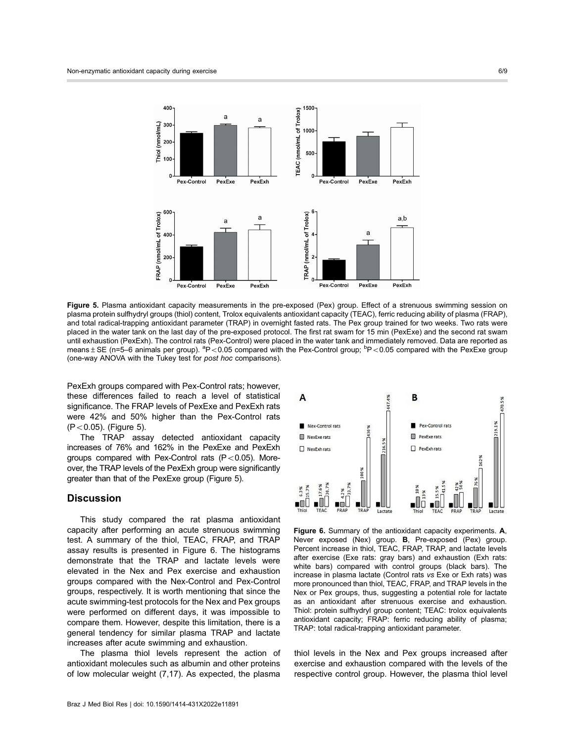**Figure 5.** Plasma antioxidant capacity measurements in the pre-exposed (Pex) group. Effect of a strenuous swimming session on plasma protein sulfhydryl groups (thiol) content, Trolox equivalents antioxidant capacity (TEAC), ferric reducing ability of plasma (FRAP), and total radical-trapping antioxidant parameter (TRAP) in overnight fasted rats. The Pex group trained for two weeks. Two rats were placed in the water tank on the last day of the pre-exposed protocol. The first rat swam for 15 min (PexExe) and the second rat swam until exhaustion (PexExh). The control rats (Pex-Control) were placed in the water tank and immediately removed. Data are reported as means ± SE (n=5–6 animals per group). [a]$P<0.05$ compared with the Pex-Control group; [b]$P<0.05$ compared with the PexExe group (one-way ANOVA with the Tukey test for *post hoc* comparisons).

PexExh groups compared with Pex-Control rats; however, these differences failed to reach a level of statistical significance. The FRAP levels of PexExe and PexExh rats were 42% and 50% higher than the Pex-Control rats ($P<0.05$). (Figure 5).

The TRAP assay detected antioxidant capacity increases of 76% and 162% in the PexExe and PexExh groups compared with Pex-Control rats ($P<0.05$). Moreover, the TRAP levels of the PexExh group were significantly greater than that of the PexExe group (Figure 5).

## Discussion

This study compared the rat plasma antioxidant capacity after performing an acute strenuous swimming test. A summary of the thiol, TEAC, FRAP, and TRAP assay results is presented in Figure 6. The histograms demonstrate that the TRAP and lactate levels were elevated in the Nex and Pex exercise and exhaustion groups compared with the Nex-Control and Pex-Control groups, respectively. It is worth mentioning that since the acute swimming-test protocols for the Nex and Pex groups were performed on different days, it was impossible to compare them. However, despite this limitation, there is a general tendency for similar plasma TRAP and lactate increases after acute swimming and exhaustion.

The plasma thiol levels represent the action of antioxidant molecules such as albumin and other proteins of low molecular weight (7,17). As expected, the plasma thiol levels in the Nex and Pex groups increased after exercise and exhaustion compared with the levels of the respective control group. However, the plasma thiol level

**Figure 6.** Summary of the antioxidant capacity experiments. **A**, Never exposed (Nex) group. **B**, Pre-exposed (Pex) group. Percent increase in thiol, TEAC, FRAP, TRAP, and lactate levels after exercise (Exe rats: gray bars) and exhaustion (Exh rats: white bars) compared with control groups (black bars). The increase in plasma lactate (Control rats *vs* Exe or Exh rats) was more pronounced than thiol, TEAC, FRAP, and TRAP levels in the Nex or Pex groups, thus, suggesting a potential role for lactate as an antioxidant after strenuous exercise and exhaustion. Thiol: protein sulfhydryl group content; TEAC: trolox equivalents antioxidant capacity; FRAP: ferric reducing ability of plasma; TRAP: total radical-trapping antioxidant parameter.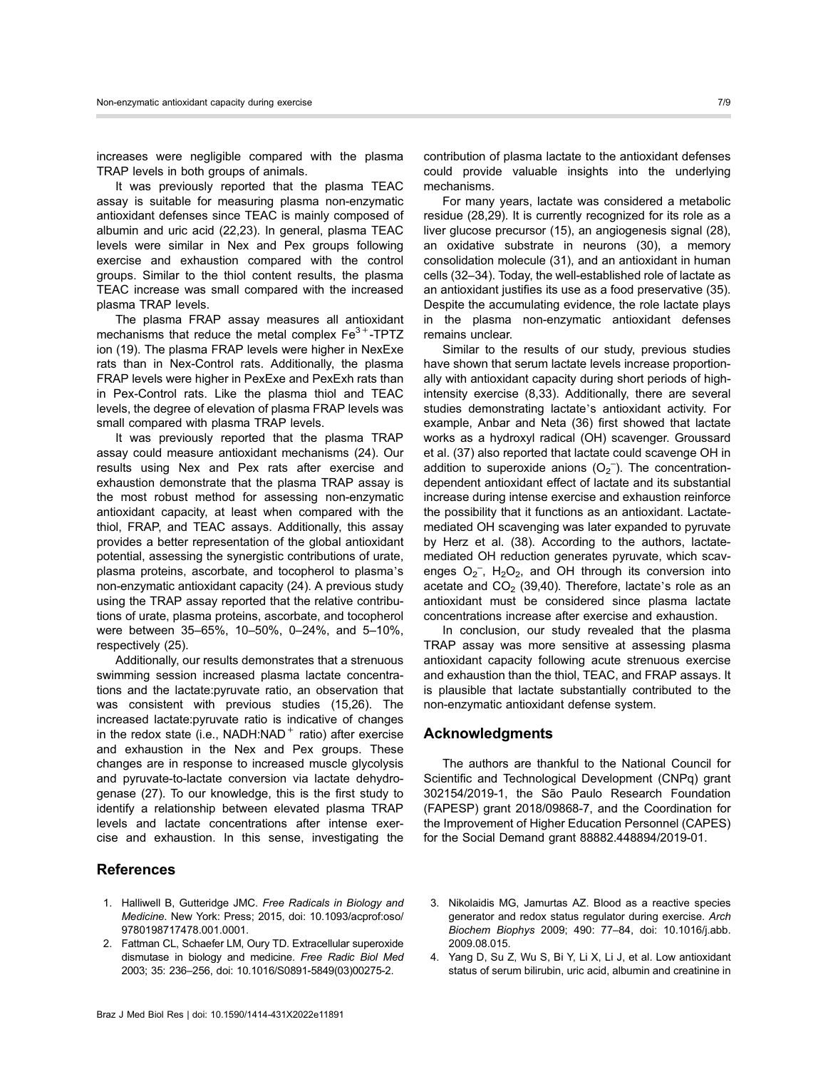increases were negligible compared with the plasma TRAP levels in both groups of animals.

It was previously reported that the plasma TEAC assay is suitable for measuring plasma non-enzymatic antioxidant defenses since TEAC is mainly composed of albumin and uric acid (22,23). In general, plasma TEAC levels were similar in Nex and Pex groups following exercise and exhaustion compared with the control groups. Similar to the thiol content results, the plasma TEAC increase was small compared with the increased plasma TRAP levels.

The plasma FRAP assay measures all antioxidant mechanisms that reduce the metal complex $Fe^{3+}$-TPTZ ion (19). The plasma FRAP levels were higher in NexExe rats than in Nex-Control rats. Additionally, the plasma FRAP levels were higher in PexExe and PexExh rats than in Pex-Control rats. Like the plasma thiol and TEAC levels, the degree of elevation of plasma FRAP levels was small compared with plasma TRAP levels.

It was previously reported that the plasma TRAP assay could measure antioxidant mechanisms (24). Our results using Nex and Pex rats after exercise and exhaustion demonstrate that the plasma TRAP assay is the most robust method for assessing non-enzymatic antioxidant capacity, at least when compared with the thiol, FRAP, and TEAC assays. Additionally, this assay provides a better representation of the global antioxidant potential, assessing the synergistic contributions of urate, plasma proteins, ascorbate, and tocopherol to plasma's non-enzymatic antioxidant capacity (24). A previous study using the TRAP assay reported that the relative contributions of urate, plasma proteins, ascorbate, and tocopherol were between 35–65%, 10–50%, 0–24%, and 5–10%, respectively (25).

Additionally, our results demonstrates that a strenuous swimming session increased plasma lactate concentrations and the lactate:pyruvate ratio, an observation that was consistent with previous studies (15,26). The increased lactate:pyruvate ratio is indicative of changes in the redox state (i.e., NADH:$NAD^+$ ratio) after exercise and exhaustion in the Nex and Pex groups. These changes are in response to increased muscle glycolysis and pyruvate-to-lactate conversion via lactate dehydrogenase (27). To our knowledge, this is the first study to identify a relationship between elevated plasma TRAP levels and lactate concentrations after intense exercise and exhaustion. In this sense, investigating the contribution of plasma lactate to the antioxidant defenses could provide valuable insights into the underlying mechanisms.

For many years, lactate was considered a metabolic residue (28,29). It is currently recognized for its role as a liver glucose precursor (15), an angiogenesis signal (28), an oxidative substrate in neurons (30), a memory consolidation molecule (31), and an antioxidant in human cells (32–34). Today, the well-established role of lactate as an antioxidant justifies its use as a food preservative (35). Despite the accumulating evidence, the role lactate plays in the plasma non-enzymatic antioxidant defenses remains unclear.

Similar to the results of our study, previous studies have shown that serum lactate levels increase proportionally with antioxidant capacity during short periods of high-intensity exercise (8,33). Additionally, there are several studies demonstrating lactate's antioxidant activity. For example, Anbar and Neta (36) first showed that lactate works as a hydroxyl radical (OH) scavenger. Groussard et al. (37) also reported that lactate could scavenge OH in addition to superoxide anions ($O_2^-$). The concentration-dependent antioxidant effect of lactate and its substantial increase during intense exercise and exhaustion reinforce the possibility that it functions as an antioxidant. Lactate-mediated OH scavenging was later expanded to pyruvate by Herz et al. (38). According to the authors, lactate-mediated OH reduction generates pyruvate, which scavenges $O_2^-$, $H_2O_2$, and OH through its conversion into acetate and $CO_2$ (39,40). Therefore, lactate's role as an antioxidant must be considered since plasma lactate concentrations increase after exercise and exhaustion.

In conclusion, our study revealed that the plasma TRAP assay was more sensitive at assessing plasma antioxidant capacity following acute strenuous exercise and exhaustion than the thiol, TEAC, and FRAP assays. It is plausible that lactate substantially contributed to the non-enzymatic antioxidant defense system.

## Acknowledgments

The authors are thankful to the National Council for Scientific and Technological Development (CNPq) grant 302154/2019-1, the São Paulo Research Foundation (FAPESP) grant 2018/09868-7, and the Coordination for the Improvement of Higher Education Personnel (CAPES) for the Social Demand grant 88882.448894/2019-01.

## References

1. Halliwell B, Gutteridge JMC. *Free Radicals in Biology and Medicine*. New York: Press; 2015, doi: 10.1093/acprof:oso/9780198717478.001.0001.
2. Fattman CL, Schaefer LM, Oury TD. Extracellular superoxide dismutase in biology and medicine. *Free Radic Biol Med* 2003; 35: 236–256, doi: 10.1016/S0891-5849(03)00275-2.
3. Nikolaidis MG, Jamurtas AZ. Blood as a reactive species generator and redox status regulator during exercise. *Arch Biochem Biophys* 2009; 490: 77–84, doi: 10.1016/j.abb.2009.08.015.
4. Yang D, Su Z, Wu S, Bi Y, Li X, Li J, et al. Low antioxidant status of serum bilirubin, uric acid, albumin and creatinine in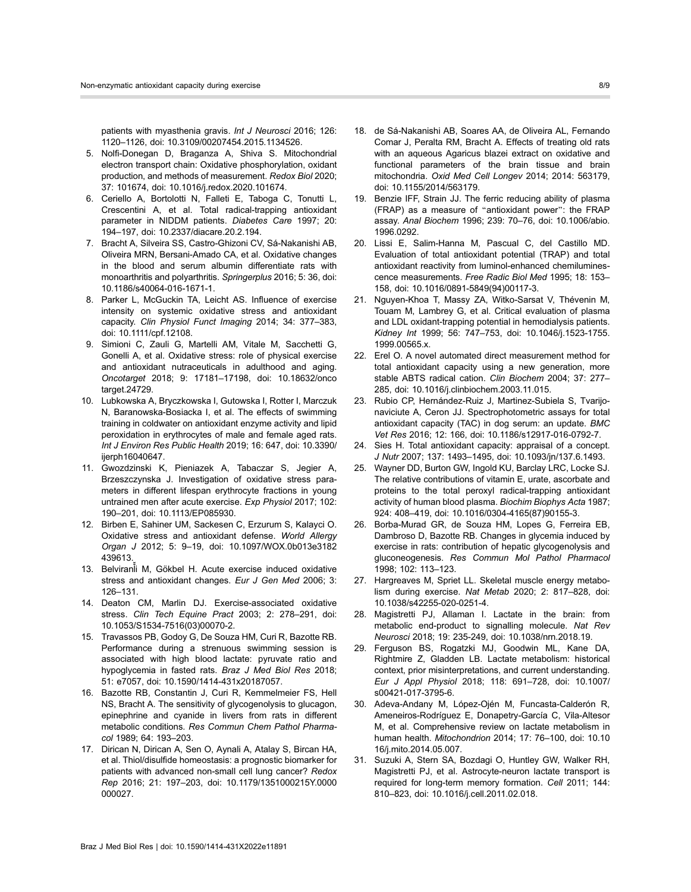patients with myasthenia gravis. *Int J Neurosci* 2016; 126: 1120–1126, doi: 10.3109/00207454.2015.1134526.

5. Nolfi-Donegan D, Braganza A, Shiva S. Mitochondrial electron transport chain: Oxidative phosphorylation, oxidant production, and methods of measurement. *Redox Biol* 2020; 37: 101674, doi: 10.1016/j.redox.2020.101674.
6. Ceriello A, Bortolotti N, Falleti E, Taboga C, Tonutti L, Crescentini A, et al. Total radical-trapping antioxidant parameter in NIDDM patients. *Diabetes Care* 1997; 20: 194–197, doi: 10.2337/diacare.20.2.194.
7. Bracht A, Silveira SS, Castro-Ghizoni CV, Sá-Nakanishi AB, Oliveira MRN, Bersani-Amado CA, et al. Oxidative changes in the blood and serum albumin differentiate rats with monoarthritis and polyarthritis. *Springerplus* 2016; 5: 36, doi: 10.1186/s40064-016-1671-1.
8. Parker L, McGuckin TA, Leicht AS. Influence of exercise intensity on systemic oxidative stress and antioxidant capacity. *Clin Physiol Funct Imaging* 2014; 34: 377–383, doi: 10.1111/cpf.12108.
9. Simioni C, Zauli G, Martelli AM, Vitale M, Sacchetti G, Gonelli A, et al. Oxidative stress: role of physical exercise and antioxidant nutraceuticals in adulthood and aging. *Oncotarget* 2018; 9: 17181–17198, doi: 10.18632/oncotarget.24729.
10. Lubkowska A, Bryczkowska I, Gutowska I, Rotter I, Marczuk N, Baranowska-Bosiacka I, et al. The effects of swimming training in coldwater on antioxidant enzyme activity and lipid peroxidation in erythrocytes of male and female aged rats. *Int J Environ Res Public Health* 2019; 16: 647, doi: 10.3390/ijerph16040647.
11. Gwozdzinski K, Pieniazek A, Tabaczar S, Jegier A, Brzeszczynska J. Investigation of oxidative stress parameters in different lifespan erythrocyte fractions in young untrained men after acute exercise. *Exp Physiol* 2017; 102: 190–201, doi: 10.1113/EP085930.
12. Birben E, Sahiner UM, Sackesen C, Erzurum S, Kalayci O. Oxidative stress and antioxidant defense. *World Allergy Organ J* 2012; 5: 9–19, doi: 10.1097/WOX.0b013e3182439613.
13. Belviranlı M, Gökbel H. Acute exercise induced oxidative stress and antioxidant changes. *Eur J Gen Med* 2006; 3: 126–131.
14. Deaton CM, Marlin DJ. Exercise-associated oxidative stress. *Clin Tech Equine Pract* 2003; 2: 278–291, doi: 10.1053/S1534-7516(03)00070-2.
15. Travassos PB, Godoy G, De Souza HM, Curi R, Bazotte RB. Performance during a strenuous swimming session is associated with high blood lactate: pyruvate ratio and hypoglycemia in fasted rats. *Braz J Med Biol Res* 2018; 51: e7057, doi: 10.1590/1414-431x20187057.
16. Bazotte RB, Constantin J, Curi R, Kemmelmeier FS, Hell NS, Bracht A. The sensitivity of glycogenolysis to glucagon, epinephrine and cyanide in livers from rats in different metabolic conditions. *Res Commun Chem Pathol Pharmacol* 1989; 64: 193–203.
17. Dirican N, Dirican A, Sen O, Aynali A, Atalay S, Bircan HA, et al. Thiol/disulfide homeostasis: a prognostic biomarker for patients with advanced non-small cell lung cancer? *Redox Rep* 2016; 21: 197–203, doi: 10.1179/1351000215Y.0000000027.
18. de Sá-Nakanishi AB, Soares AA, de Oliveira AL, Fernando Comar J, Peralta RM, Bracht A. Effects of treating old rats with an aqueous Agaricus blazei extract on oxidative and functional parameters of the brain tissue and brain mitochondria. *Oxid Med Cell Longev* 2014; 2014: 563179, doi: 10.1155/2014/563179.
19. Benzie IFF, Strain JJ. The ferric reducing ability of plasma (FRAP) as a measure of "antioxidant power": the FRAP assay. *Anal Biochem* 1996; 239: 70–76, doi: 10.1006/abio.1996.0292.
20. Lissi E, Salim-Hanna M, Pascual C, del Castillo MD. Evaluation of total antioxidant potential (TRAP) and total antioxidant reactivity from luminol-enhanced chemiluminescence measurements. *Free Radic Biol Med* 1995; 18: 153–158, doi: 10.1016/0891-5849(94)00117-3.
21. Nguyen-Khoa T, Massy ZA, Witko-Sarsat V, Thévenin M, Touam M, Lambrey G, et al. Critical evaluation of plasma and LDL oxidant-trapping potential in hemodialysis patients. *Kidney Int* 1999; 56: 747–753, doi: 10.1046/j.1523-1755.1999.00565.x.
22. Erel O. A novel automated direct measurement method for total antioxidant capacity using a new generation, more stable ABTS radical cation. *Clin Biochem* 2004; 37: 277–285, doi: 10.1016/j.clinbiochem.2003.11.015.
23. Rubio CP, Hernández-Ruiz J, Martinez-Subiela S, Tvarijonaviciute A, Ceron JJ. Spectrophotometric assays for total antioxidant capacity (TAC) in dog serum: an update. *BMC Vet Res* 2016; 12: 166, doi: 10.1186/s12917-016-0792-7.
24. Sies H. Total antioxidant capacity: appraisal of a concept. *J Nutr* 2007; 137: 1493–1495, doi: 10.1093/jn/137.6.1493.
25. Wayner DD, Burton GW, Ingold KU, Barclay LRC, Locke SJ. The relative contributions of vitamin E, urate, ascorbate and proteins to the total peroxyl radical-trapping antioxidant activity of human blood plasma. *Biochim Biophys Acta* 1987; 924: 408–419, doi: 10.1016/0304-4165(87)90155-3.
26. Borba-Murad GR, de Souza HM, Lopes G, Ferreira EB, Dambroso D, Bazotte RB. Changes in glycemia induced by exercise in rats: contribution of hepatic glycogenolysis and gluconeogenesis. *Res Commun Mol Pathol Pharmacol* 1998; 102: 113–123.
27. Hargreaves M, Spriet LL. Skeletal muscle energy metabolism during exercise. *Nat Metab* 2020; 2: 817–828, doi: 10.1038/s42255-020-0251-4.
28. Magistretti PJ, Allaman I. Lactate in the brain: from metabolic end-product to signalling molecule. *Nat Rev Neurosci* 2018; 19: 235-249, doi: 10.1038/nrn.2018.19.
29. Ferguson BS, Rogatzki MJ, Goodwin ML, Kane DA, Rightmire Z, Gladden LB. Lactate metabolism: historical context, prior misinterpretations, and current understanding. *Eur J Appl Physiol* 2018; 118: 691–728, doi: 10.1007/s00421-017-3795-6.
30. Adeva-Andany M, López-Ojén M, Funcasta-Calderón R, Ameneiros-Rodríguez E, Donapetry-García C, Vila-Altesor M, et al. Comprehensive review on lactate metabolism in human health. *Mitochondrion* 2014; 17: 76–100, doi: 10.1016/j.mito.2014.05.007.
31. Suzuki A, Stern SA, Bozdagi O, Huntley GW, Walker RH, Magistretti PJ, et al. Astrocyte-neuron lactate transport is required for long-term memory formation. *Cell* 2011; 144: 810–823, doi: 10.1016/j.cell.2011.02.018.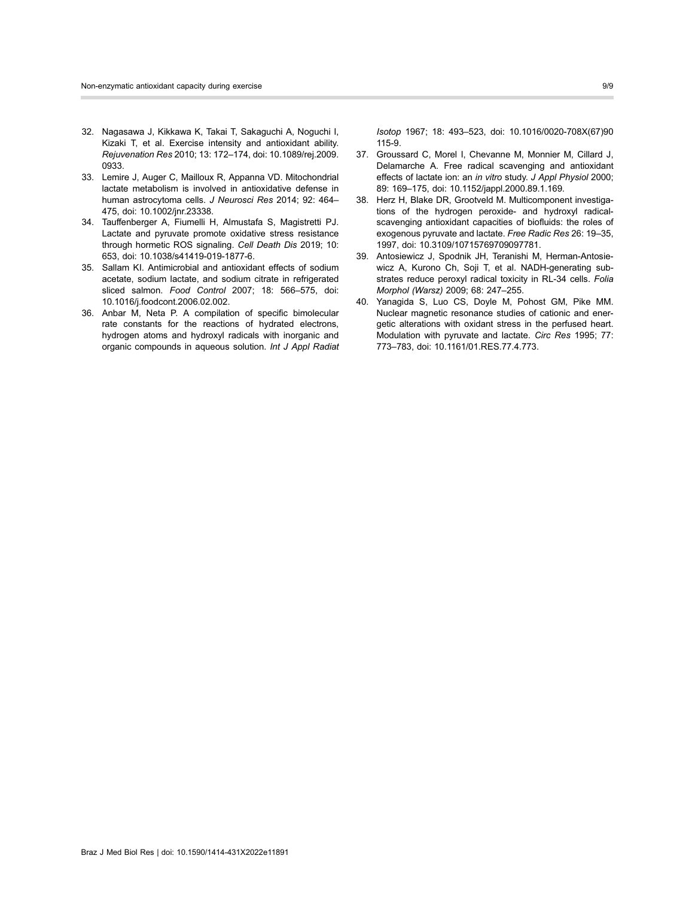32. Nagasawa J, Kikkawa K, Takai T, Sakaguchi A, Noguchi I, Kizaki T, et al. Exercise intensity and antioxidant ability. *Rejuvenation Res* 2010; 13: 172–174, doi: 10.1089/rej.2009.0933.
33. Lemire J, Auger C, Mailloux R, Appanna VD. Mitochondrial lactate metabolism is involved in antioxidative defense in human astrocytoma cells. *J Neurosci Res* 2014; 92: 464–475, doi: 10.1002/jnr.23338.
34. Tauffenberger A, Fiumelli H, Almustafa S, Magistretti PJ. Lactate and pyruvate promote oxidative stress resistance through hormetic ROS signaling. *Cell Death Dis* 2019; 10: 653, doi: 10.1038/s41419-019-1877-6.
35. Sallam KI. Antimicrobial and antioxidant effects of sodium acetate, sodium lactate, and sodium citrate in refrigerated sliced salmon. *Food Control* 2007; 18: 566–575, doi: 10.1016/j.foodcont.2006.02.002.
36. Anbar M, Neta P. A compilation of specific bimolecular rate constants for the reactions of hydrated electrons, hydrogen atoms and hydroxyl radicals with inorganic and organic compounds in aqueous solution. *Int J Appl Radiat Isotop* 1967; 18: 493–523, doi: 10.1016/0020-708X(67)90115-9.
37. Groussard C, Morel I, Chevanne M, Monnier M, Cillard J, Delamarche A. Free radical scavenging and antioxidant effects of lactate ion: an *in vitro* study. *J Appl Physiol* 2000; 89: 169–175, doi: 10.1152/jappl.2000.89.1.169.
38. Herz H, Blake DR, Grootveld M. Multicomponent investigations of the hydrogen peroxide- and hydroxyl radical-scavenging antioxidant capacities of biofluids: the roles of exogenous pyruvate and lactate. *Free Radic Res* 26: 19–35, 1997, doi: 10.3109/10715769709097781.
39. Antosiewicz J, Spodnik JH, Teranishi M, Herman-Antosiewicz A, Kurono Ch, Soji T, et al. NADH-generating substrates reduce peroxyl radical toxicity in RL-34 cells. *Folia Morphol (Warsz)* 2009; 68: 247–255.
40. Yanagida S, Luo CS, Doyle M, Pohost GM, Pike MM. Nuclear magnetic resonance studies of cationic and energetic alterations with oxidant stress in the perfused heart. Modulation with pyruvate and lactate. *Circ Res* 1995; 77: 773–783, doi: 10.1161/01.RES.77.4.773.